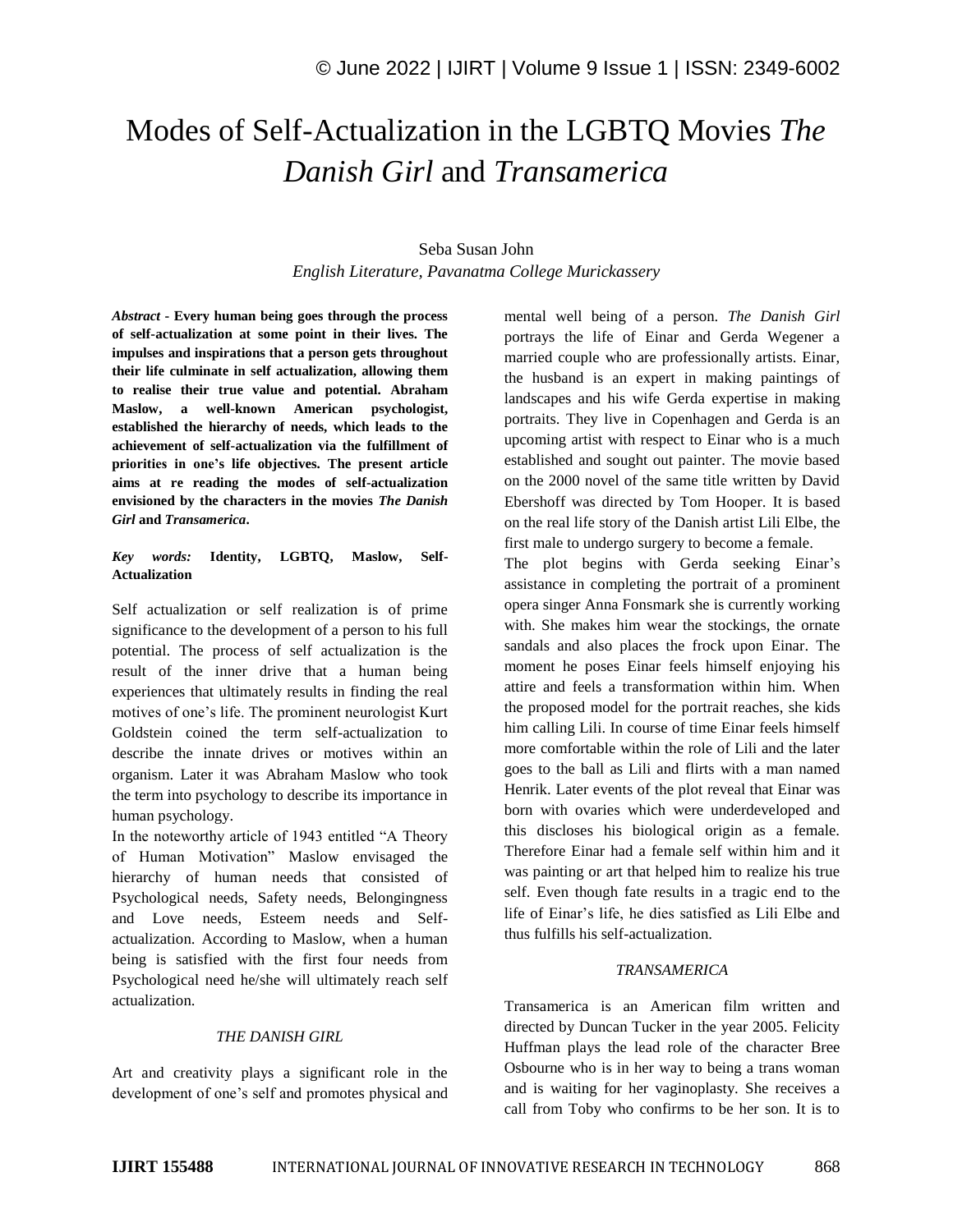# Modes of Self-Actualization in the LGBTQ Movies *The Danish Girl* and *Transamerica*

Seba Susan John

*English Literature, Pavanatma College Murickassery*

***Abstract* - Every human being goes through the process of self-actualization at some point in their lives. The impulses and inspirations that a person gets throughout their life culminate in self actualization, allowing them to realise their true value and potential. Abraham Maslow, a well-known American psychologist, established the hierarchy of needs, which leads to the achievement of self-actualization via the fulfillment of priorities in one's life objectives. The present article aims at re reading the modes of self-actualization envisioned by the characters in the movies *The Danish Girl* and *Transamerica*.**

***Key words:* Identity, LGBTQ, Maslow, Self-Actualization**

Self actualization or self realization is of prime significance to the development of a person to his full potential. The process of self actualization is the result of the inner drive that a human being experiences that ultimately results in finding the real motives of one's life. The prominent neurologist Kurt Goldstein coined the term self-actualization to describe the innate drives or motives within an organism. Later it was Abraham Maslow who took the term into psychology to describe its importance in human psychology.

In the noteworthy article of 1943 entitled "A Theory of Human Motivation" Maslow envisaged the hierarchy of human needs that consisted of Psychological needs, Safety needs, Belongingness and Love needs, Esteem needs and Self-actualization. According to Maslow, when a human being is satisfied with the first four needs from Psychological need he/she will ultimately reach self actualization.

## *THE DANISH GIRL*

Art and creativity plays a significant role in the development of one's self and promotes physical and mental well being of a person. *The Danish Girl* portrays the life of Einar and Gerda Wegener a married couple who are professionally artists. Einar, the husband is an expert in making paintings of landscapes and his wife Gerda expertise in making portraits. They live in Copenhagen and Gerda is an upcoming artist with respect to Einar who is a much established and sought out painter. The movie based on the 2000 novel of the same title written by David Ebershoff was directed by Tom Hooper. It is based on the real life story of the Danish artist Lili Elbe, the first male to undergo surgery to become a female.

The plot begins with Gerda seeking Einar's assistance in completing the portrait of a prominent opera singer Anna Fonsmark she is currently working with. She makes him wear the stockings, the ornate sandals and also places the frock upon Einar. The moment he poses Einar feels himself enjoying his attire and feels a transformation within him. When the proposed model for the portrait reaches, she kids him calling Lili. In course of time Einar feels himself more comfortable within the role of Lili and the later goes to the ball as Lili and flirts with a man named Henrik. Later events of the plot reveal that Einar was born with ovaries which were underdeveloped and this discloses his biological origin as a female. Therefore Einar had a female self within him and it was painting or art that helped him to realize his true self. Even though fate results in a tragic end to the life of Einar's life, he dies satisfied as Lili Elbe and thus fulfills his self-actualization.

## *TRANSAMERICA*

Transamerica is an American film written and directed by Duncan Tucker in the year 2005. Felicity Huffman plays the lead role of the character Bree Osbourne who is in her way to being a trans woman and is waiting for her vaginoplasty. She receives a call from Toby who confirms to be her son. It is to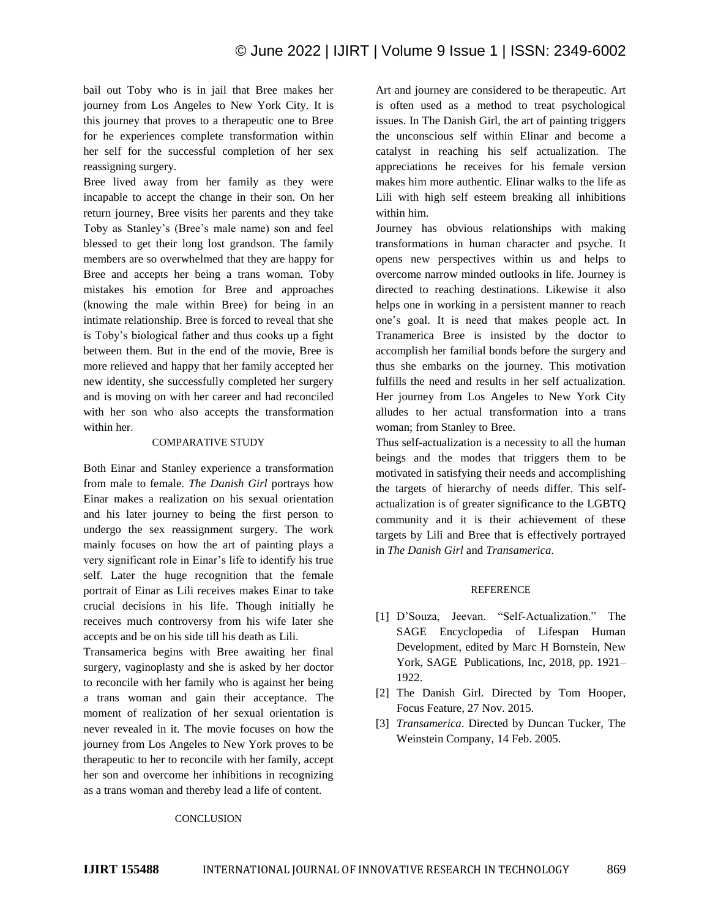bail out Toby who is in jail that Bree makes her journey from Los Angeles to New York City. It is this journey that proves to a therapeutic one to Bree for he experiences complete transformation within her self for the successful completion of her sex reassigning surgery.

Bree lived away from her family as they were incapable to accept the change in their son. On her return journey, Bree visits her parents and they take Toby as Stanley's (Bree's male name) son and feel blessed to get their long lost grandson. The family members are so overwhelmed that they are happy for Bree and accepts her being a trans woman. Toby mistakes his emotion for Bree and approaches (knowing the male within Bree) for being in an intimate relationship. Bree is forced to reveal that she is Toby's biological father and thus cooks up a fight between them. But in the end of the movie, Bree is more relieved and happy that her family accepted her new identity, she successfully completed her surgery and is moving on with her career and had reconciled with her son who also accepts the transformation within her.

## COMPARATIVE STUDY

Both Einar and Stanley experience a transformation from male to female. *The Danish Girl* portrays how Einar makes a realization on his sexual orientation and his later journey to being the first person to undergo the sex reassignment surgery. The work mainly focuses on how the art of painting plays a very significant role in Einar's life to identify his true self. Later the huge recognition that the female portrait of Einar as Lili receives makes Einar to take crucial decisions in his life. Though initially he receives much controversy from his wife later she accepts and be on his side till his death as Lili.

Transamerica begins with Bree awaiting her final surgery, vaginoplasty and she is asked by her doctor to reconcile with her family who is against her being a trans woman and gain their acceptance. The moment of realization of her sexual orientation is never revealed in it. The movie focuses on how the journey from Los Angeles to New York proves to be therapeutic to her to reconcile with her family, accept her son and overcome her inhibitions in recognizing as a trans woman and thereby lead a life of content.

## CONCLUSION

Art and journey are considered to be therapeutic. Art is often used as a method to treat psychological issues. In The Danish Girl, the art of painting triggers the unconscious self within Elinar and become a catalyst in reaching his self actualization. The appreciations he receives for his female version makes him more authentic. Elinar walks to the life as Lili with high self esteem breaking all inhibitions within him.

Journey has obvious relationships with making transformations in human character and psyche. It opens new perspectives within us and helps to overcome narrow minded outlooks in life. Journey is directed to reaching destinations. Likewise it also helps one in working in a persistent manner to reach one's goal. It is need that makes people act. In Tranamerica Bree is insisted by the doctor to accomplish her familial bonds before the surgery and thus she embarks on the journey. This motivation fulfills the need and results in her self actualization. Her journey from Los Angeles to New York City alludes to her actual transformation into a trans woman; from Stanley to Bree.

Thus self-actualization is a necessity to all the human beings and the modes that triggers them to be motivated in satisfying their needs and accomplishing the targets of hierarchy of needs differ. This self-actualization is of greater significance to the LGBTQ community and it is their achievement of these targets by Lili and Bree that is effectively portrayed in *The Danish Girl* and *Transamerica*.

## REFERENCE

[1] D'Souza, Jeevan. "Self-Actualization." The SAGE Encyclopedia of Lifespan Human Development, edited by Marc H Bornstein, New York, SAGE Publications, Inc, 2018, pp. 1921–1922.

[2] The Danish Girl. Directed by Tom Hooper, Focus Feature, 27 Nov. 2015.

[3] *Transamerica*. Directed by Duncan Tucker, The Weinstein Company, 14 Feb. 2005.